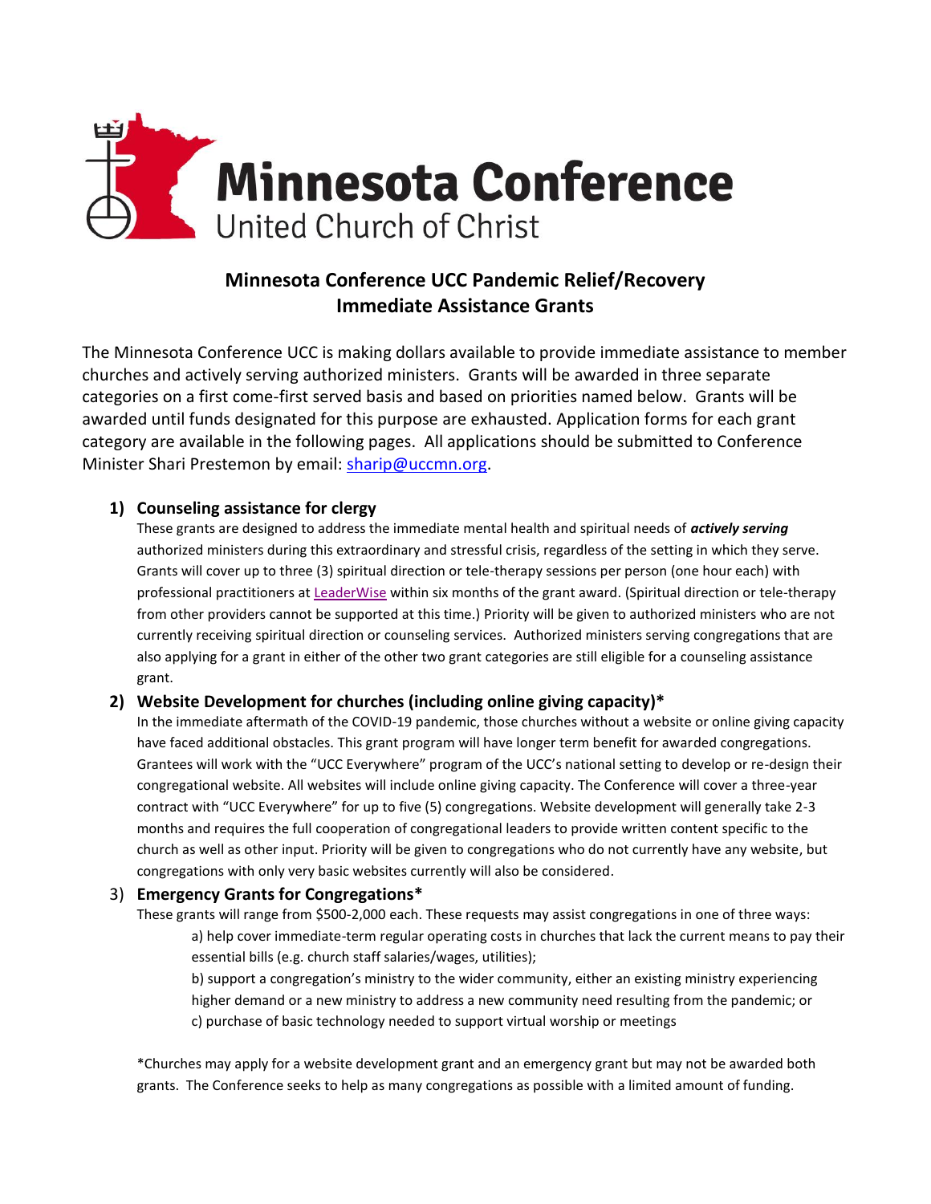# Minnesota Conference
United Church of Christ

## Minnesota Conference UCC Pandemic Relief/Recovery Immediate Assistance Grants

The Minnesota Conference UCC is making dollars available to provide immediate assistance to member churches and actively serving authorized ministers. Grants will be awarded in three separate categories on a first come-first served basis and based on priorities named below. Grants will be awarded until funds designated for this purpose are exhausted. Application forms for each grant category are available in the following pages. All applications should be submitted to Conference Minister Shari Prestemon by email: sharip@uccmn.org.

### 1) Counseling assistance for clergy

These grants are designed to address the immediate mental health and spiritual needs of ***actively serving*** authorized ministers during this extraordinary and stressful crisis, regardless of the setting in which they serve. Grants will cover up to three (3) spiritual direction or tele-therapy sessions per person (one hour each) with professional practitioners at LeaderWise within six months of the grant award. (Spiritual direction or tele-therapy from other providers cannot be supported at this time.) Priority will be given to authorized ministers who are not currently receiving spiritual direction or counseling services. Authorized ministers serving congregations that are also applying for a grant in either of the other two grant categories are still eligible for a counseling assistance grant.

### 2) Website Development for churches (including online giving capacity)*

In the immediate aftermath of the COVID-19 pandemic, those churches without a website or online giving capacity have faced additional obstacles. This grant program will have longer term benefit for awarded congregations. Grantees will work with the "UCC Everywhere" program of the UCC's national setting to develop or re-design their congregational website. All websites will include online giving capacity. The Conference will cover a three-year contract with "UCC Everywhere" for up to five (5) congregations. Website development will generally take 2-3 months and requires the full cooperation of congregational leaders to provide written content specific to the church as well as other input. Priority will be given to congregations who do not currently have any website, but congregations with only very basic websites currently will also be considered.

### 3) Emergency Grants for Congregations*

These grants will range from $500-2,000 each. These requests may assist congregations in one of three ways:

a) help cover immediate-term regular operating costs in churches that lack the current means to pay their essential bills (e.g. church staff salaries/wages, utilities);

b) support a congregation's ministry to the wider community, either an existing ministry experiencing higher demand or a new ministry to address a new community need resulting from the pandemic; or

c) purchase of basic technology needed to support virtual worship or meetings

*Churches may apply for a website development grant and an emergency grant but may not be awarded both grants. The Conference seeks to help as many congregations as possible with a limited amount of funding.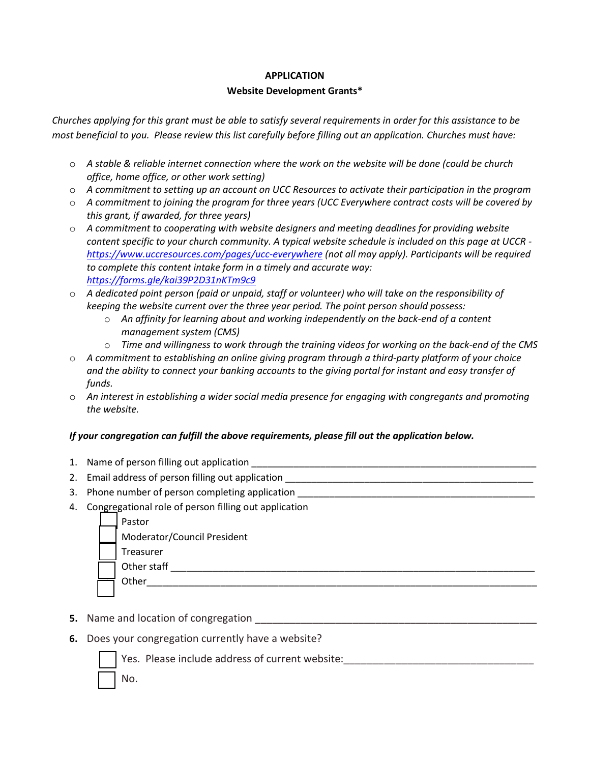**APPLICATION**

**Website Development Grants***

*Churches applying for this grant must be able to satisfy several requirements in order for this assistance to be most beneficial to you. Please review this list carefully before filling out an application. Churches must have:*

- *A stable & reliable internet connection where the work on the website will be done (could be church office, home office, or other work setting)*
- *A commitment to setting up an account on UCC Resources to activate their participation in the program*
- *A commitment to joining the program for three years (UCC Everywhere contract costs will be covered by this grant, if awarded, for three years)*
- *A commitment to cooperating with website designers and meeting deadlines for providing website content specific to your church community. A typical website schedule is included on this page at UCCR - [https://www.uccresources.com/pages/ucc-everywhere](https://www.uccresources.com/pages/ucc-everywhere) (not all may apply). Participants will be required to complete this content intake form in a timely and accurate way: [https://forms.gle/kai39P2D31nKTm9c9](https://forms.gle/kai39P2D31nKTm9c9)*
- *A dedicated point person (paid or unpaid, staff or volunteer) who will take on the responsibility of keeping the website current over the three year period. The point person should possess:*
  - *An affinity for learning about and working independently on the back-end of a content management system (CMS)*
  - *Time and willingness to work through the training videos for working on the back-end of the CMS*
- *A commitment to establishing an online giving program through a third-party platform of your choice and the ability to connect your banking accounts to the giving portal for instant and easy transfer of funds.*
- *An interest in establishing a wider social media presence for engaging with congregants and promoting the website.*

***If your congregation can fulfill the above requirements, please fill out the application below.***

1. Name of person filling out application ______________________________________________________
2. Email address of person filling out application ______________________________________________
3. Phone number of person completing application _____________________________________________
4. Congregational role of person filling out application
   - ☐ Pastor
   - ☐ Moderator/Council President
   - ☐ Treasurer
   - ☐ Other staff ______________________________________________________________
   - ☐ Other_________________________________________________________________

5. Name and location of congregation ______________________________________________________

6. Does your congregation currently have a website?
   - ☐ Yes. Please include address of current website:________________________________
   - ☐ No.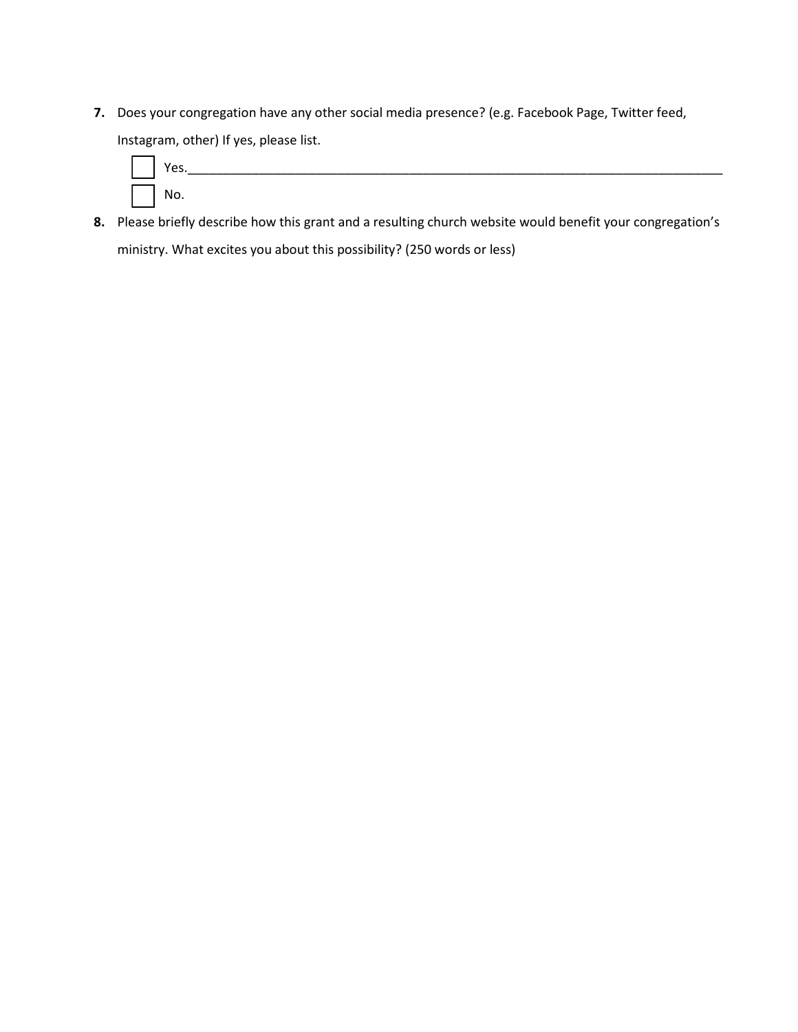**7.** Does your congregation have any other social media presence? (e.g. Facebook Page, Twitter feed, Instagram, other) If yes, please list.

- ☐ Yes.________________________________________________________________________________
- ☐ No.

**8.** Please briefly describe how this grant and a resulting church website would benefit your congregation's ministry. What excites you about this possibility? (250 words or less)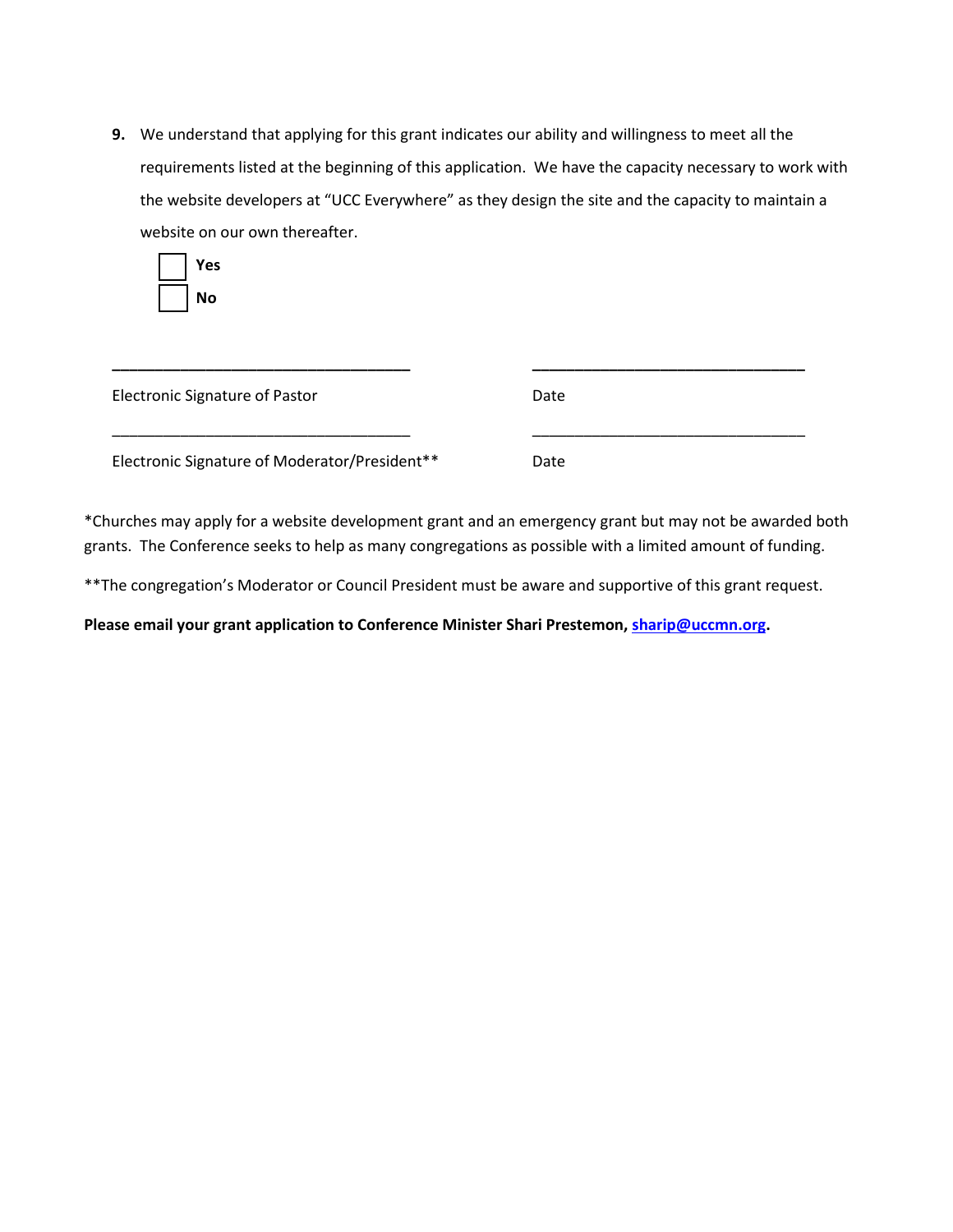9. We understand that applying for this grant indicates our ability and willingness to meet all the requirements listed at the beginning of this application. We have the capacity necessary to work with the website developers at "UCC Everywhere" as they design the site and the capacity to maintain a website on our own thereafter.

   ☐ **Yes**
   ☐ **No**

___________________________________ ___________________________________

Electronic Signature of Pastor Date

___________________________________ ___________________________________

Electronic Signature of Moderator/President** Date

*Churches may apply for a website development grant and an emergency grant but may not be awarded both grants. The Conference seeks to help as many congregations as possible with a limited amount of funding.

**The congregation's Moderator or Council President must be aware and supportive of this grant request.

**Please email your grant application to Conference Minister Shari Prestemon, [sharip@uccmn.org](mailto:sharip@uccmn.org).**